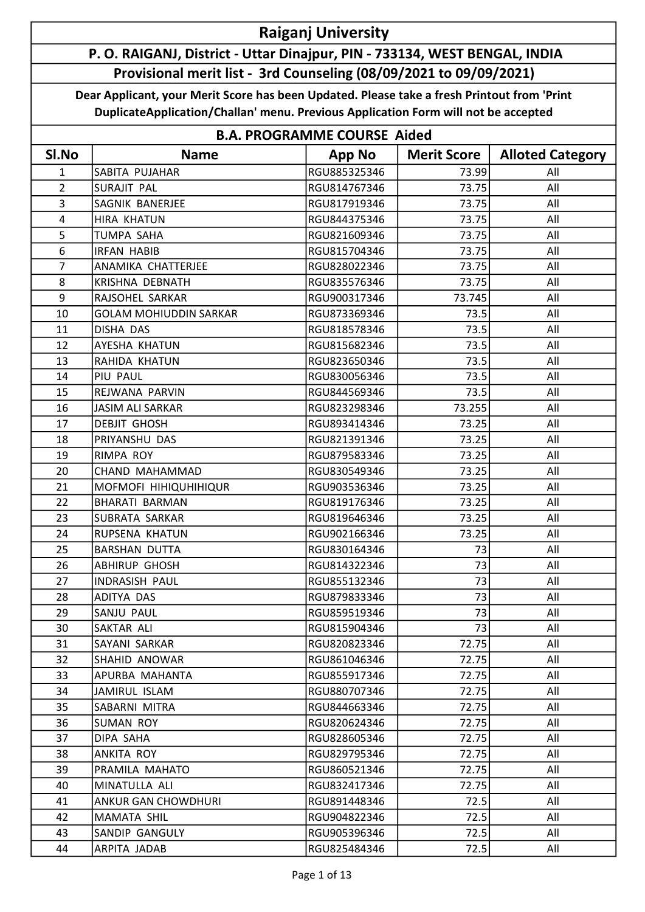# Raiganj University

## P. O. RAIGANJ, District - Uttar Dinajpur, PIN - 733134, WEST BENGAL, INDIA

### Provisional merit list - 3rd Counseling (08/09/2021 to 09/09/2021)

**Dear Applicant, your Merit Score has been Updated. Please take a fresh Printout from 'Print DuplicateApplication/Challan' menu. Previous Application Form will not be accepted**

### B.A. PROGRAMME COURSE Aided

| Sl.No | Name | App No | Merit Score | Alloted Category |
|---|---|---|---|---|
| 1 | SABITA PUJAHAR | RGU885325346 | 73.99 | All |
| 2 | SURAJIT PAL | RGU814767346 | 73.75 | All |
| 3 | SAGNIK BANERJEE | RGU817919346 | 73.75 | All |
| 4 | HIRA KHATUN | RGU844375346 | 73.75 | All |
| 5 | TUMPA SAHA | RGU821609346 | 73.75 | All |
| 6 | IRFAN HABIB | RGU815704346 | 73.75 | All |
| 7 | ANAMIKA CHATTERJEE | RGU828022346 | 73.75 | All |
| 8 | KRISHNA DEBNATH | RGU835576346 | 73.75 | All |
| 9 | RAJSOHEL SARKAR | RGU900317346 | 73.745 | All |
| 10 | GOLAM MOHIUDDIN SARKAR | RGU873369346 | 73.5 | All |
| 11 | DISHA DAS | RGU818578346 | 73.5 | All |
| 12 | AYESHA KHATUN | RGU815682346 | 73.5 | All |
| 13 | RAHIDA KHATUN | RGU823650346 | 73.5 | All |
| 14 | PIU PAUL | RGU830056346 | 73.5 | All |
| 15 | REJWANA PARVIN | RGU844569346 | 73.5 | All |
| 16 | JASIM ALI SARKAR | RGU823298346 | 73.255 | All |
| 17 | DEBJIT GHOSH | RGU893414346 | 73.25 | All |
| 18 | PRIYANSHU DAS | RGU821391346 | 73.25 | All |
| 19 | RIMPA ROY | RGU879583346 | 73.25 | All |
| 20 | CHAND MAHAMMAD | RGU830549346 | 73.25 | All |
| 21 | MOFMOFI HIHIQUHIHIQUR | RGU903536346 | 73.25 | All |
| 22 | BHARATI BARMAN | RGU819176346 | 73.25 | All |
| 23 | SUBRATA SARKAR | RGU819646346 | 73.25 | All |
| 24 | RUPSENA KHATUN | RGU902166346 | 73.25 | All |
| 25 | BARSHAN DUTTA | RGU830164346 | 73 | All |
| 26 | ABHIRUP GHOSH | RGU814322346 | 73 | All |
| 27 | INDRASISH PAUL | RGU855132346 | 73 | All |
| 28 | ADITYA DAS | RGU879833346 | 73 | All |
| 29 | SANJU PAUL | RGU859519346 | 73 | All |
| 30 | SAKTAR ALI | RGU815904346 | 73 | All |
| 31 | SAYANI SARKAR | RGU820823346 | 72.75 | All |
| 32 | SHAHID ANOWAR | RGU861046346 | 72.75 | All |
| 33 | APURBA MAHANTA | RGU855917346 | 72.75 | All |
| 34 | JAMIRUL ISLAM | RGU880707346 | 72.75 | All |
| 35 | SABARNI MITRA | RGU844663346 | 72.75 | All |
| 36 | SUMAN ROY | RGU820624346 | 72.75 | All |
| 37 | DIPA SAHA | RGU828605346 | 72.75 | All |
| 38 | ANKITA ROY | RGU829795346 | 72.75 | All |
| 39 | PRAMILA MAHATO | RGU860521346 | 72.75 | All |
| 40 | MINATULLA ALI | RGU832417346 | 72.75 | All |
| 41 | ANKUR GAN CHOWDHURI | RGU891448346 | 72.5 | All |
| 42 | MAMATA SHIL | RGU904822346 | 72.5 | All |
| 43 | SANDIP GANGULY | RGU905396346 | 72.5 | All |
| 44 | ARPITA JADAB | RGU825484346 | 72.5 | All |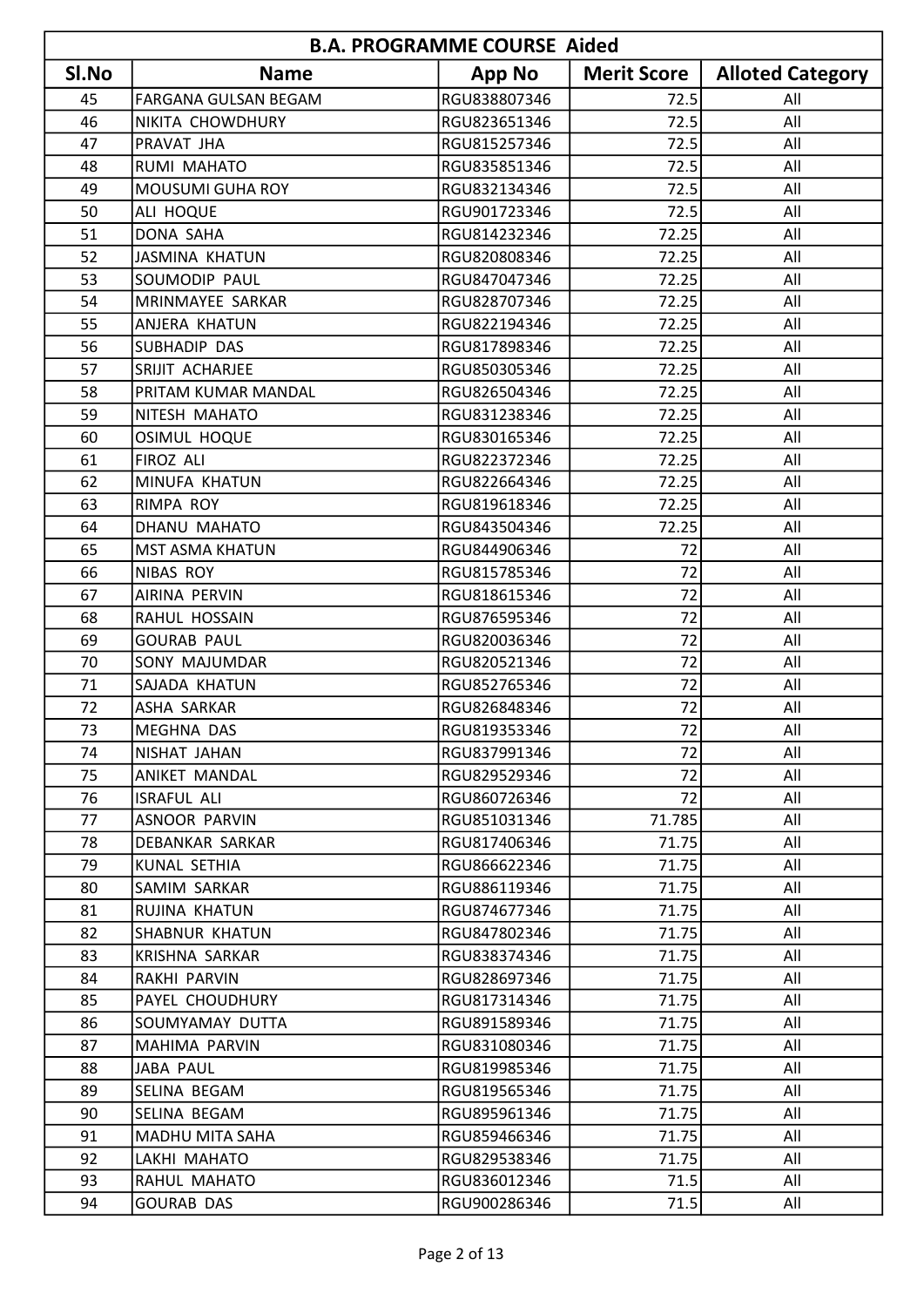| B.A. PROGRAMME COURSE Aided | | | | |
|---|---|---|---|---|
| Sl.No | Name | App No | Merit Score | Alloted Category |
| 45 | FARGANA GULSAN BEGAM | RGU838807346 | 72.5 | All |
| 46 | NIKITA CHOWDHURY | RGU823651346 | 72.5 | All |
| 47 | PRAVAT JHA | RGU815257346 | 72.5 | All |
| 48 | RUMI MAHATO | RGU835851346 | 72.5 | All |
| 49 | MOUSUMI GUHA ROY | RGU832134346 | 72.5 | All |
| 50 | ALI HOQUE | RGU901723346 | 72.5 | All |
| 51 | DONA SAHA | RGU814232346 | 72.25 | All |
| 52 | JASMINA KHATUN | RGU820808346 | 72.25 | All |
| 53 | SOUMODIP PAUL | RGU847047346 | 72.25 | All |
| 54 | MRINMAYEE SARKAR | RGU828707346 | 72.25 | All |
| 55 | ANJERA KHATUN | RGU822194346 | 72.25 | All |
| 56 | SUBHADIP DAS | RGU817898346 | 72.25 | All |
| 57 | SRIJIT ACHARJEE | RGU850305346 | 72.25 | All |
| 58 | PRITAM KUMAR MANDAL | RGU826504346 | 72.25 | All |
| 59 | NITESH MAHATO | RGU831238346 | 72.25 | All |
| 60 | OSIMUL HOQUE | RGU830165346 | 72.25 | All |
| 61 | FIROZ ALI | RGU822372346 | 72.25 | All |
| 62 | MINUFA KHATUN | RGU822664346 | 72.25 | All |
| 63 | RIMPA ROY | RGU819618346 | 72.25 | All |
| 64 | DHANU MAHATO | RGU843504346 | 72.25 | All |
| 65 | MST ASMA KHATUN | RGU844906346 | 72 | All |
| 66 | NIBAS ROY | RGU815785346 | 72 | All |
| 67 | AIRINA PERVIN | RGU818615346 | 72 | All |
| 68 | RAHUL HOSSAIN | RGU876595346 | 72 | All |
| 69 | GOURAB PAUL | RGU820036346 | 72 | All |
| 70 | SONY MAJUMDAR | RGU820521346 | 72 | All |
| 71 | SAJADA KHATUN | RGU852765346 | 72 | All |
| 72 | ASHA SARKAR | RGU826848346 | 72 | All |
| 73 | MEGHNA DAS | RGU819353346 | 72 | All |
| 74 | NISHAT JAHAN | RGU837991346 | 72 | All |
| 75 | ANIKET MANDAL | RGU829529346 | 72 | All |
| 76 | ISRAFUL ALI | RGU860726346 | 72 | All |
| 77 | ASNOOR PARVIN | RGU851031346 | 71.785 | All |
| 78 | DEBANKAR SARKAR | RGU817406346 | 71.75 | All |
| 79 | KUNAL SETHIA | RGU866622346 | 71.75 | All |
| 80 | SAMIM SARKAR | RGU886119346 | 71.75 | All |
| 81 | RUJINA KHATUN | RGU874677346 | 71.75 | All |
| 82 | SHABNUR KHATUN | RGU847802346 | 71.75 | All |
| 83 | KRISHNA SARKAR | RGU838374346 | 71.75 | All |
| 84 | RAKHI PARVIN | RGU828697346 | 71.75 | All |
| 85 | PAYEL CHOUDHURY | RGU817314346 | 71.75 | All |
| 86 | SOUMYAMAY DUTTA | RGU891589346 | 71.75 | All |
| 87 | MAHIMA PARVIN | RGU831080346 | 71.75 | All |
| 88 | JABA PAUL | RGU819985346 | 71.75 | All |
| 89 | SELINA BEGAM | RGU819565346 | 71.75 | All |
| 90 | SELINA BEGAM | RGU895961346 | 71.75 | All |
| 91 | MADHU MITA SAHA | RGU859466346 | 71.75 | All |
| 92 | LAKHI MAHATO | RGU829538346 | 71.75 | All |
| 93 | RAHUL MAHATO | RGU836012346 | 71.5 | All |
| 94 | GOURAB DAS | RGU900286346 | 71.5 | All |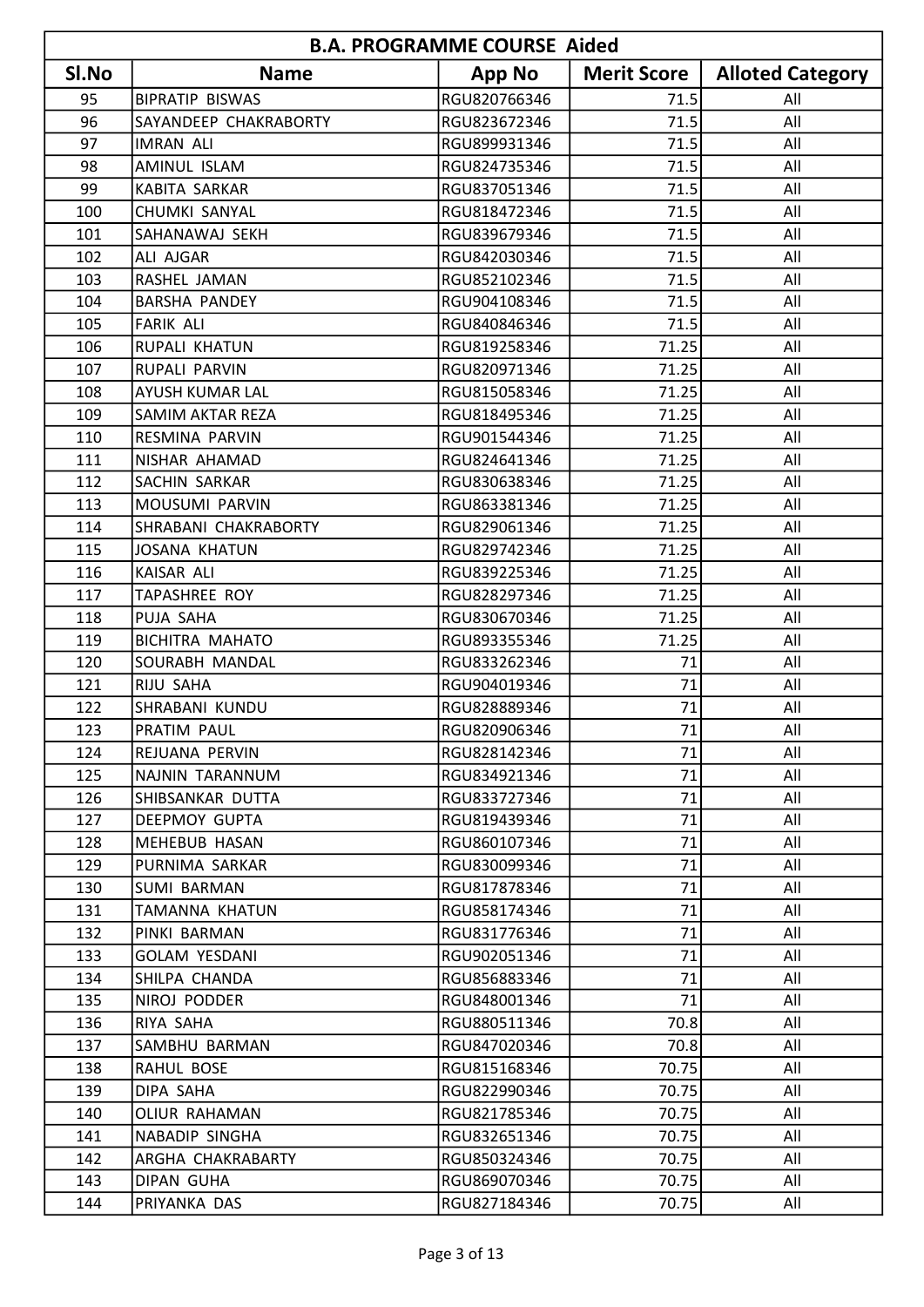| B.A. PROGRAMME COURSE Aided | | | | |
|---|---|---|---|---|
| Sl.No | Name | App No | Merit Score | Alloted Category |
| 95 | BIPRATIP BISWAS | RGU820766346 | 71.5 | All |
| 96 | SAYANDEEP CHAKRABORTY | RGU823672346 | 71.5 | All |
| 97 | IMRAN ALI | RGU899931346 | 71.5 | All |
| 98 | AMINUL ISLAM | RGU824735346 | 71.5 | All |
| 99 | KABITA SARKAR | RGU837051346 | 71.5 | All |
| 100 | CHUMKI SANYAL | RGU818472346 | 71.5 | All |
| 101 | SAHANAWAJ SEKH | RGU839679346 | 71.5 | All |
| 102 | ALI AJGAR | RGU842030346 | 71.5 | All |
| 103 | RASHEL JAMAN | RGU852102346 | 71.5 | All |
| 104 | BARSHA PANDEY | RGU904108346 | 71.5 | All |
| 105 | FARIK ALI | RGU840846346 | 71.5 | All |
| 106 | RUPALI KHATUN | RGU819258346 | 71.25 | All |
| 107 | RUPALI PARVIN | RGU820971346 | 71.25 | All |
| 108 | AYUSH KUMAR LAL | RGU815058346 | 71.25 | All |
| 109 | SAMIM AKTAR REZA | RGU818495346 | 71.25 | All |
| 110 | RESMINA PARVIN | RGU901544346 | 71.25 | All |
| 111 | NISHAR AHAMAD | RGU824641346 | 71.25 | All |
| 112 | SACHIN SARKAR | RGU830638346 | 71.25 | All |
| 113 | MOUSUMI PARVIN | RGU863381346 | 71.25 | All |
| 114 | SHRABANI CHAKRABORTY | RGU829061346 | 71.25 | All |
| 115 | JOSANA KHATUN | RGU829742346 | 71.25 | All |
| 116 | KAISAR ALI | RGU839225346 | 71.25 | All |
| 117 | TAPASHREE ROY | RGU828297346 | 71.25 | All |
| 118 | PUJA SAHA | RGU830670346 | 71.25 | All |
| 119 | BICHITRA MAHATO | RGU893355346 | 71.25 | All |
| 120 | SOURABH MANDAL | RGU833262346 | 71 | All |
| 121 | RIJU SAHA | RGU904019346 | 71 | All |
| 122 | SHRABANI KUNDU | RGU828889346 | 71 | All |
| 123 | PRATIM PAUL | RGU820906346 | 71 | All |
| 124 | REJUANA PERVIN | RGU828142346 | 71 | All |
| 125 | NAJNIN TARANNUM | RGU834921346 | 71 | All |
| 126 | SHIBSANKAR DUTTA | RGU833727346 | 71 | All |
| 127 | DEEPMOY GUPTA | RGU819439346 | 71 | All |
| 128 | MEHEBUB HASAN | RGU860107346 | 71 | All |
| 129 | PURNIMA SARKAR | RGU830099346 | 71 | All |
| 130 | SUMI BARMAN | RGU817878346 | 71 | All |
| 131 | TAMANNA KHATUN | RGU858174346 | 71 | All |
| 132 | PINKI BARMAN | RGU831776346 | 71 | All |
| 133 | GOLAM YESDANI | RGU902051346 | 71 | All |
| 134 | SHILPA CHANDA | RGU856883346 | 71 | All |
| 135 | NIROJ PODDER | RGU848001346 | 71 | All |
| 136 | RIYA SAHA | RGU880511346 | 70.8 | All |
| 137 | SAMBHU BARMAN | RGU847020346 | 70.8 | All |
| 138 | RAHUL BOSE | RGU815168346 | 70.75 | All |
| 139 | DIPA SAHA | RGU822990346 | 70.75 | All |
| 140 | OLIUR RAHAMAN | RGU821785346 | 70.75 | All |
| 141 | NABADIP SINGHA | RGU832651346 | 70.75 | All |
| 142 | ARGHA CHAKRABARTY | RGU850324346 | 70.75 | All |
| 143 | DIPAN GUHA | RGU869070346 | 70.75 | All |
| 144 | PRIYANKA DAS | RGU827184346 | 70.75 | All |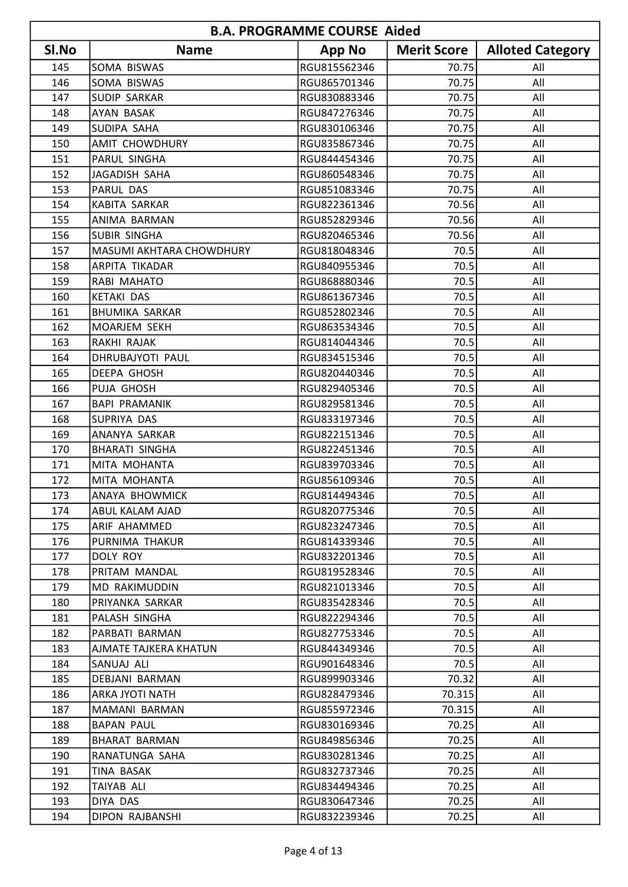| B.A. PROGRAMME COURSE Aided | | | | |
|---|---|---|---|---|
| Sl.No | Name | App No | Merit Score | Alloted Category |
| 145 | SOMA BISWAS | RGU815562346 | 70.75 | All |
| 146 | SOMA BISWAS | RGU865701346 | 70.75 | All |
| 147 | SUDIP SARKAR | RGU830883346 | 70.75 | All |
| 148 | AYAN BASAK | RGU847276346 | 70.75 | All |
| 149 | SUDIPA SAHA | RGU830106346 | 70.75 | All |
| 150 | AMIT CHOWDHURY | RGU835867346 | 70.75 | All |
| 151 | PARUL SINGHA | RGU844454346 | 70.75 | All |
| 152 | JAGADISH SAHA | RGU860548346 | 70.75 | All |
| 153 | PARUL DAS | RGU851083346 | 70.75 | All |
| 154 | KABITA SARKAR | RGU822361346 | 70.56 | All |
| 155 | ANIMA BARMAN | RGU852829346 | 70.56 | All |
| 156 | SUBIR SINGHA | RGU820465346 | 70.56 | All |
| 157 | MASUMI AKHTARA CHOWDHURY | RGU818048346 | 70.5 | All |
| 158 | ARPITA TIKADAR | RGU840955346 | 70.5 | All |
| 159 | RABI MAHATO | RGU868880346 | 70.5 | All |
| 160 | KETAKI DAS | RGU861367346 | 70.5 | All |
| 161 | BHUMIKA SARKAR | RGU852802346 | 70.5 | All |
| 162 | MOARJEM SEKH | RGU863534346 | 70.5 | All |
| 163 | RAKHI RAJAK | RGU814044346 | 70.5 | All |
| 164 | DHRUBAJYOTI PAUL | RGU834515346 | 70.5 | All |
| 165 | DEEPA GHOSH | RGU820440346 | 70.5 | All |
| 166 | PUJA GHOSH | RGU829405346 | 70.5 | All |
| 167 | BAPI PRAMANIK | RGU829581346 | 70.5 | All |
| 168 | SUPRIYA DAS | RGU833197346 | 70.5 | All |
| 169 | ANANYA SARKAR | RGU822151346 | 70.5 | All |
| 170 | BHARATI SINGHA | RGU822451346 | 70.5 | All |
| 171 | MITA MOHANTA | RGU839703346 | 70.5 | All |
| 172 | MITA MOHANTA | RGU856109346 | 70.5 | All |
| 173 | ANAYA BHOWMICK | RGU814494346 | 70.5 | All |
| 174 | ABUL KALAM AJAD | RGU820775346 | 70.5 | All |
| 175 | ARIF AHAMMED | RGU823247346 | 70.5 | All |
| 176 | PURNIMA THAKUR | RGU814339346 | 70.5 | All |
| 177 | DOLY ROY | RGU832201346 | 70.5 | All |
| 178 | PRITAM MANDAL | RGU819528346 | 70.5 | All |
| 179 | MD RAKIMUDDIN | RGU821013346 | 70.5 | All |
| 180 | PRIYANKA SARKAR | RGU835428346 | 70.5 | All |
| 181 | PALASH SINGHA | RGU822294346 | 70.5 | All |
| 182 | PARBATI BARMAN | RGU827753346 | 70.5 | All |
| 183 | AJMATE TAJKERA KHATUN | RGU844349346 | 70.5 | All |
| 184 | SANUAJ ALI | RGU901648346 | 70.5 | All |
| 185 | DEBJANI BARMAN | RGU899903346 | 70.32 | All |
| 186 | ARKA JYOTI NATH | RGU828479346 | 70.315 | All |
| 187 | MAMANI BARMAN | RGU855972346 | 70.315 | All |
| 188 | BAPAN PAUL | RGU830169346 | 70.25 | All |
| 189 | BHARAT BARMAN | RGU849856346 | 70.25 | All |
| 190 | RANATUNGA SAHA | RGU830281346 | 70.25 | All |
| 191 | TINA BASAK | RGU832737346 | 70.25 | All |
| 192 | TAIYAB ALI | RGU834494346 | 70.25 | All |
| 193 | DIYA DAS | RGU830647346 | 70.25 | All |
| 194 | DIPON RAJBANSHI | RGU832239346 | 70.25 | All |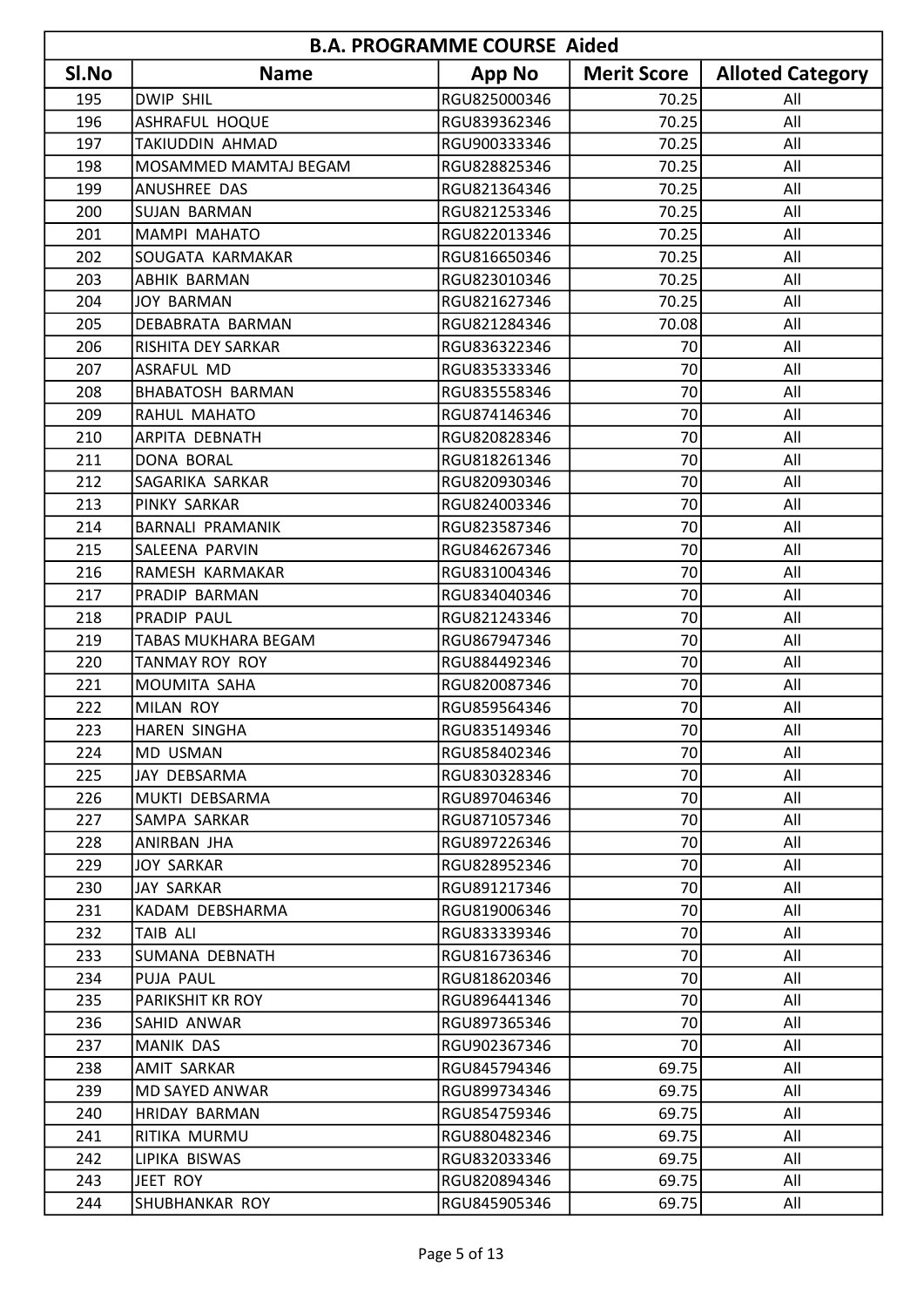| B.A. PROGRAMME COURSE Aided | | | | |
|---|---|---|---|---|
| Sl.No | Name | App No | Merit Score | Alloted Category |
| 195 | DWIP SHIL | RGU825000346 | 70.25 | All |
| 196 | ASHRAFUL HOQUE | RGU839362346 | 70.25 | All |
| 197 | TAKIUDDIN AHMAD | RGU900333346 | 70.25 | All |
| 198 | MOSAMMED MAMTAJ BEGAM | RGU828825346 | 70.25 | All |
| 199 | ANUSHREE DAS | RGU821364346 | 70.25 | All |
| 200 | SUJAN BARMAN | RGU821253346 | 70.25 | All |
| 201 | MAMPI MAHATO | RGU822013346 | 70.25 | All |
| 202 | SOUGATA KARMAKAR | RGU816650346 | 70.25 | All |
| 203 | ABHIK BARMAN | RGU823010346 | 70.25 | All |
| 204 | JOY BARMAN | RGU821627346 | 70.25 | All |
| 205 | DEBABRATA BARMAN | RGU821284346 | 70.08 | All |
| 206 | RISHITA DEY SARKAR | RGU836322346 | 70 | All |
| 207 | ASRAFUL MD | RGU835333346 | 70 | All |
| 208 | BHABATOSH BARMAN | RGU835558346 | 70 | All |
| 209 | RAHUL MAHATO | RGU874146346 | 70 | All |
| 210 | ARPITA DEBNATH | RGU820828346 | 70 | All |
| 211 | DONA BORAL | RGU818261346 | 70 | All |
| 212 | SAGARIKA SARKAR | RGU820930346 | 70 | All |
| 213 | PINKY SARKAR | RGU824003346 | 70 | All |
| 214 | BARNALI PRAMANIK | RGU823587346 | 70 | All |
| 215 | SALEENA PARVIN | RGU846267346 | 70 | All |
| 216 | RAMESH KARMAKAR | RGU831004346 | 70 | All |
| 217 | PRADIP BARMAN | RGU834040346 | 70 | All |
| 218 | PRADIP PAUL | RGU821243346 | 70 | All |
| 219 | TABAS MUKHARA BEGAM | RGU867947346 | 70 | All |
| 220 | TANMAY ROY ROY | RGU884492346 | 70 | All |
| 221 | MOUMITA SAHA | RGU820087346 | 70 | All |
| 222 | MILAN ROY | RGU859564346 | 70 | All |
| 223 | HAREN SINGHA | RGU835149346 | 70 | All |
| 224 | MD USMAN | RGU858402346 | 70 | All |
| 225 | JAY DEBSARMA | RGU830328346 | 70 | All |
| 226 | MUKTI DEBSARMA | RGU897046346 | 70 | All |
| 227 | SAMPA SARKAR | RGU871057346 | 70 | All |
| 228 | ANIRBAN JHA | RGU897226346 | 70 | All |
| 229 | JOY SARKAR | RGU828952346 | 70 | All |
| 230 | JAY SARKAR | RGU891217346 | 70 | All |
| 231 | KADAM DEBSHARMA | RGU819006346 | 70 | All |
| 232 | TAIB ALI | RGU833339346 | 70 | All |
| 233 | SUMANA DEBNATH | RGU816736346 | 70 | All |
| 234 | PUJA PAUL | RGU818620346 | 70 | All |
| 235 | PARIKSHIT KR ROY | RGU896441346 | 70 | All |
| 236 | SAHID ANWAR | RGU897365346 | 70 | All |
| 237 | MANIK DAS | RGU902367346 | 70 | All |
| 238 | AMIT SARKAR | RGU845794346 | 69.75 | All |
| 239 | MD SAYED ANWAR | RGU899734346 | 69.75 | All |
| 240 | HRIDAY BARMAN | RGU854759346 | 69.75 | All |
| 241 | RITIKA MURMU | RGU880482346 | 69.75 | All |
| 242 | LIPIKA BISWAS | RGU832033346 | 69.75 | All |
| 243 | JEET ROY | RGU820894346 | 69.75 | All |
| 244 | SHUBHANKAR ROY | RGU845905346 | 69.75 | All |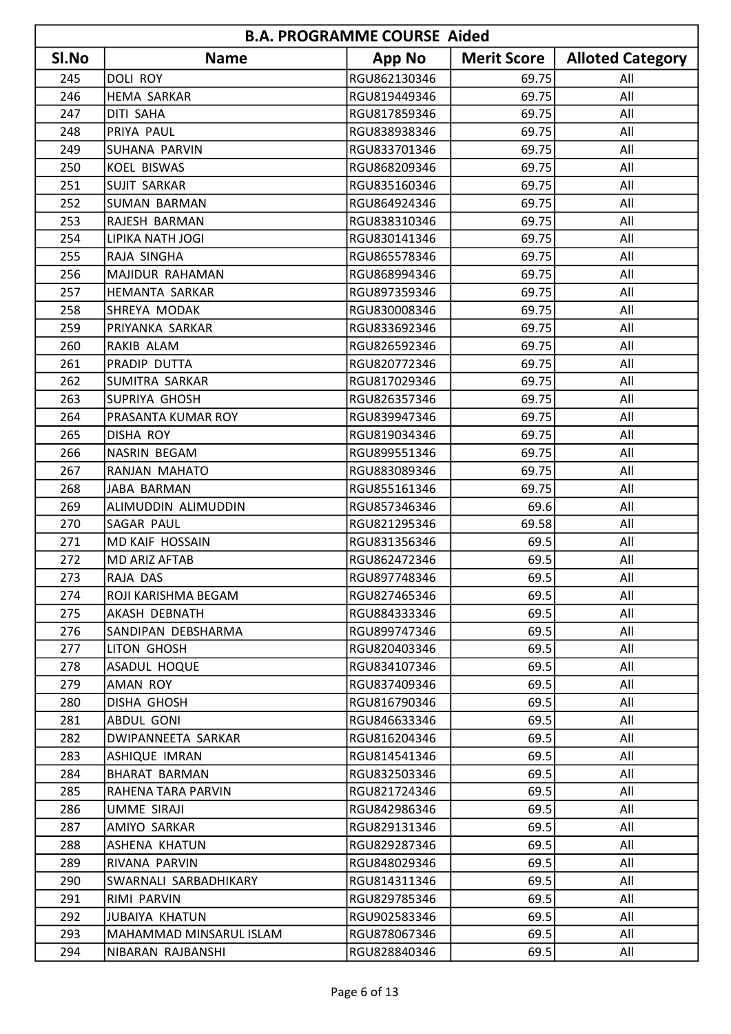| B.A. PROGRAMME COURSE Aided | | | | |
|---|---|---|---|---|
| Sl.No | Name | App No | Merit Score | Alloted Category |
| 245 | DOLI ROY | RGU862130346 | 69.75 | All |
| 246 | HEMA SARKAR | RGU819449346 | 69.75 | All |
| 247 | DITI SAHA | RGU817859346 | 69.75 | All |
| 248 | PRIYA PAUL | RGU838938346 | 69.75 | All |
| 249 | SUHANA PARVIN | RGU833701346 | 69.75 | All |
| 250 | KOEL BISWAS | RGU868209346 | 69.75 | All |
| 251 | SUJIT SARKAR | RGU835160346 | 69.75 | All |
| 252 | SUMAN BARMAN | RGU864924346 | 69.75 | All |
| 253 | RAJESH BARMAN | RGU838310346 | 69.75 | All |
| 254 | LIPIKA NATH JOGI | RGU830141346 | 69.75 | All |
| 255 | RAJA SINGHA | RGU865578346 | 69.75 | All |
| 256 | MAJIDUR RAHAMAN | RGU868994346 | 69.75 | All |
| 257 | HEMANTA SARKAR | RGU897359346 | 69.75 | All |
| 258 | SHREYA MODAK | RGU830008346 | 69.75 | All |
| 259 | PRIYANKA SARKAR | RGU833692346 | 69.75 | All |
| 260 | RAKIB ALAM | RGU826592346 | 69.75 | All |
| 261 | PRADIP DUTTA | RGU820772346 | 69.75 | All |
| 262 | SUMITRA SARKAR | RGU817029346 | 69.75 | All |
| 263 | SUPRIYA GHOSH | RGU826357346 | 69.75 | All |
| 264 | PRASANTA KUMAR ROY | RGU839947346 | 69.75 | All |
| 265 | DISHA ROY | RGU819034346 | 69.75 | All |
| 266 | NASRIN BEGAM | RGU899551346 | 69.75 | All |
| 267 | RANJAN MAHATO | RGU883089346 | 69.75 | All |
| 268 | JABA BARMAN | RGU855161346 | 69.75 | All |
| 269 | ALIMUDDIN ALIMUDDIN | RGU857346346 | 69.6 | All |
| 270 | SAGAR PAUL | RGU821295346 | 69.58 | All |
| 271 | MD KAIF HOSSAIN | RGU831356346 | 69.5 | All |
| 272 | MD ARIZ AFTAB | RGU862472346 | 69.5 | All |
| 273 | RAJA DAS | RGU897748346 | 69.5 | All |
| 274 | ROJI KARISHMA BEGAM | RGU827465346 | 69.5 | All |
| 275 | AKASH DEBNATH | RGU884333346 | 69.5 | All |
| 276 | SANDIPAN DEBSHARMA | RGU899747346 | 69.5 | All |
| 277 | LITON GHOSH | RGU820403346 | 69.5 | All |
| 278 | ASADUL HOQUE | RGU834107346 | 69.5 | All |
| 279 | AMAN ROY | RGU837409346 | 69.5 | All |
| 280 | DISHA GHOSH | RGU816790346 | 69.5 | All |
| 281 | ABDUL GONI | RGU846633346 | 69.5 | All |
| 282 | DWIPANNEETA SARKAR | RGU816204346 | 69.5 | All |
| 283 | ASHIQUE IMRAN | RGU814541346 | 69.5 | All |
| 284 | BHARAT BARMAN | RGU832503346 | 69.5 | All |
| 285 | RAHENA TARA PARVIN | RGU821724346 | 69.5 | All |
| 286 | UMME SIRAJI | RGU842986346 | 69.5 | All |
| 287 | AMIYO SARKAR | RGU829131346 | 69.5 | All |
| 288 | ASHENA KHATUN | RGU829287346 | 69.5 | All |
| 289 | RIVANA PARVIN | RGU848029346 | 69.5 | All |
| 290 | SWARNALI SARBADHIKARY | RGU814311346 | 69.5 | All |
| 291 | RIMI PARVIN | RGU829785346 | 69.5 | All |
| 292 | JUBAIYA KHATUN | RGU902583346 | 69.5 | All |
| 293 | MAHAMMAD MINSARUL ISLAM | RGU878067346 | 69.5 | All |
| 294 | NIBARAN RAJBANSHI | RGU828840346 | 69.5 | All |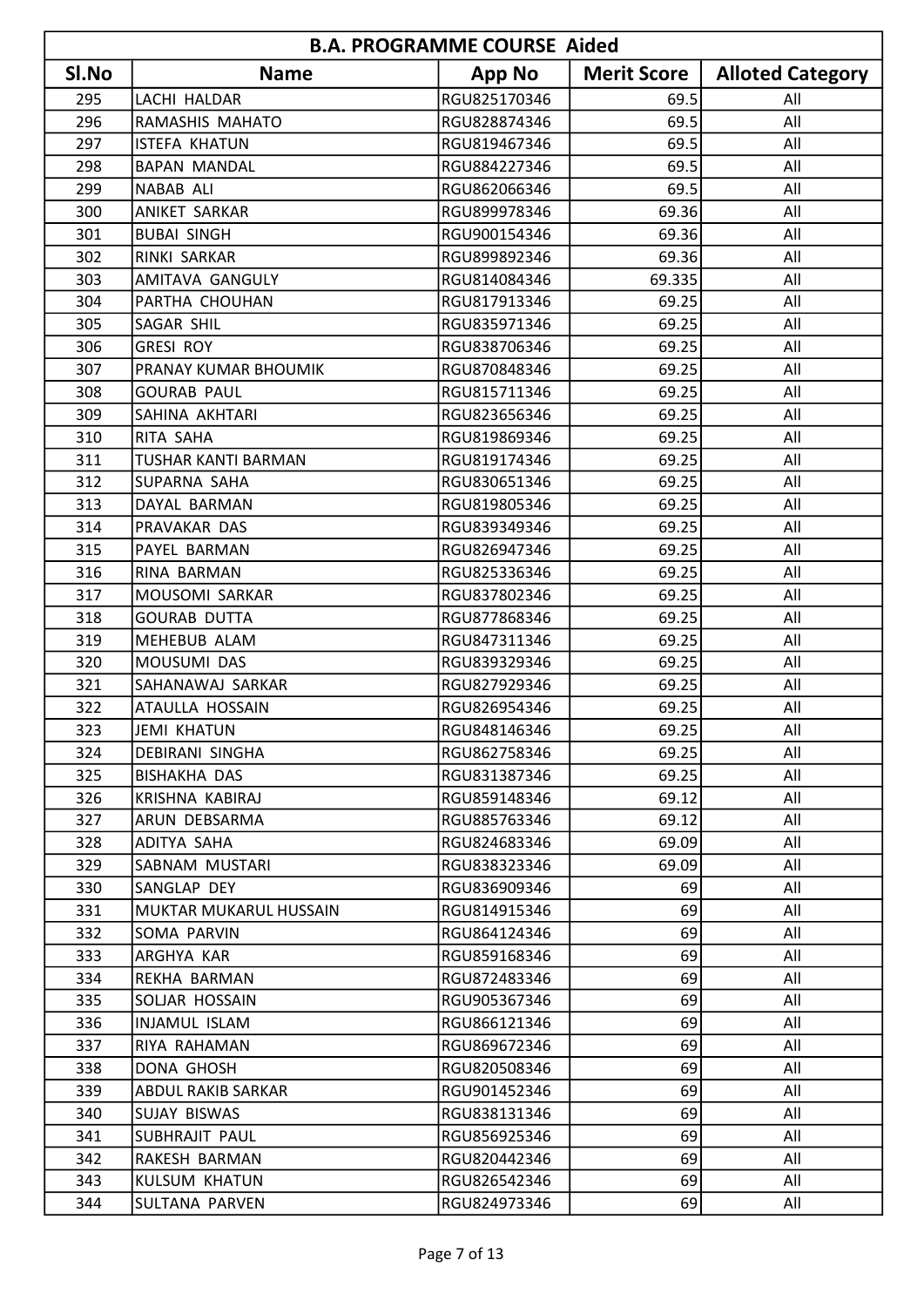| B.A. PROGRAMME COURSE Aided | | | | |
|---|---|---|---|---|
| Sl.No | Name | App No | Merit Score | Alloted Category |
| 295 | LACHI HALDAR | RGU825170346 | 69.5 | All |
| 296 | RAMASHIS MAHATO | RGU828874346 | 69.5 | All |
| 297 | ISTEFA KHATUN | RGU819467346 | 69.5 | All |
| 298 | BAPAN MANDAL | RGU884227346 | 69.5 | All |
| 299 | NABAB ALI | RGU862066346 | 69.5 | All |
| 300 | ANIKET SARKAR | RGU899978346 | 69.36 | All |
| 301 | BUBAI SINGH | RGU900154346 | 69.36 | All |
| 302 | RINKI SARKAR | RGU899892346 | 69.36 | All |
| 303 | AMITAVA GANGULY | RGU814084346 | 69.335 | All |
| 304 | PARTHA CHOUHAN | RGU817913346 | 69.25 | All |
| 305 | SAGAR SHIL | RGU835971346 | 69.25 | All |
| 306 | GRESI ROY | RGU838706346 | 69.25 | All |
| 307 | PRANAY KUMAR BHOUMIK | RGU870848346 | 69.25 | All |
| 308 | GOURAB PAUL | RGU815711346 | 69.25 | All |
| 309 | SAHINA AKHTARI | RGU823656346 | 69.25 | All |
| 310 | RITA SAHA | RGU819869346 | 69.25 | All |
| 311 | TUSHAR KANTI BARMAN | RGU819174346 | 69.25 | All |
| 312 | SUPARNA SAHA | RGU830651346 | 69.25 | All |
| 313 | DAYAL BARMAN | RGU819805346 | 69.25 | All |
| 314 | PRAVAKAR DAS | RGU839349346 | 69.25 | All |
| 315 | PAYEL BARMAN | RGU826947346 | 69.25 | All |
| 316 | RINA BARMAN | RGU825336346 | 69.25 | All |
| 317 | MOUSOMI SARKAR | RGU837802346 | 69.25 | All |
| 318 | GOURAB DUTTA | RGU877868346 | 69.25 | All |
| 319 | MEHEBUB ALAM | RGU847311346 | 69.25 | All |
| 320 | MOUSUMI DAS | RGU839329346 | 69.25 | All |
| 321 | SAHANAWAJ SARKAR | RGU827929346 | 69.25 | All |
| 322 | ATAULLA HOSSAIN | RGU826954346 | 69.25 | All |
| 323 | JEMI KHATUN | RGU848146346 | 69.25 | All |
| 324 | DEBIRANI SINGHA | RGU862758346 | 69.25 | All |
| 325 | BISHAKHA DAS | RGU831387346 | 69.25 | All |
| 326 | KRISHNA KABIRAJ | RGU859148346 | 69.12 | All |
| 327 | ARUN DEBSARMA | RGU885763346 | 69.12 | All |
| 328 | ADITYA SAHA | RGU824683346 | 69.09 | All |
| 329 | SABNAM MUSTARI | RGU838323346 | 69.09 | All |
| 330 | SANGLAP DEY | RGU836909346 | 69 | All |
| 331 | MUKTAR MUKARUL HUSSAIN | RGU814915346 | 69 | All |
| 332 | SOMA PARVIN | RGU864124346 | 69 | All |
| 333 | ARGHYA KAR | RGU859168346 | 69 | All |
| 334 | REKHA BARMAN | RGU872483346 | 69 | All |
| 335 | SOLJAR HOSSAIN | RGU905367346 | 69 | All |
| 336 | INJAMUL ISLAM | RGU866121346 | 69 | All |
| 337 | RIYA RAHAMAN | RGU869672346 | 69 | All |
| 338 | DONA GHOSH | RGU820508346 | 69 | All |
| 339 | ABDUL RAKIB SARKAR | RGU901452346 | 69 | All |
| 340 | SUJAY BISWAS | RGU838131346 | 69 | All |
| 341 | SUBHRAJIT PAUL | RGU856925346 | 69 | All |
| 342 | RAKESH BARMAN | RGU820442346 | 69 | All |
| 343 | KULSUM KHATUN | RGU826542346 | 69 | All |
| 344 | SULTANA PARVEN | RGU824973346 | 69 | All |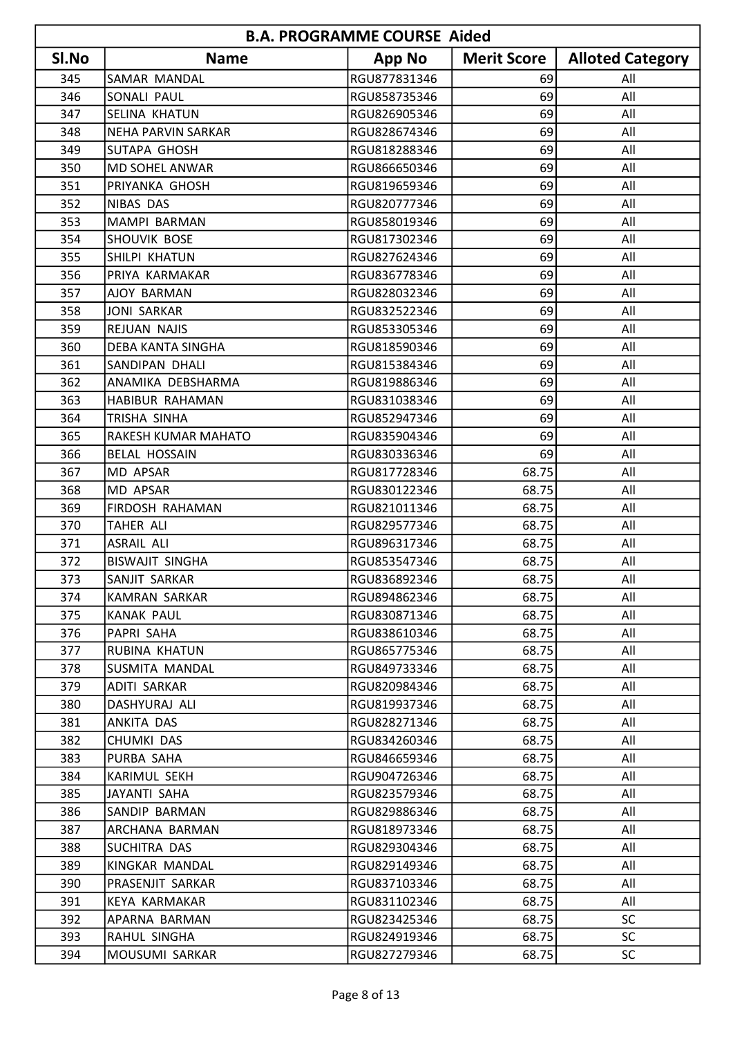| B.A. PROGRAMME COURSE Aided | | | | |
|---|---|---|---|---|
| Sl.No | Name | App No | Merit Score | Alloted Category |
| 345 | SAMAR MANDAL | RGU877831346 | 69 | All |
| 346 | SONALI PAUL | RGU858735346 | 69 | All |
| 347 | SELINA KHATUN | RGU826905346 | 69 | All |
| 348 | NEHA PARVIN SARKAR | RGU828674346 | 69 | All |
| 349 | SUTAPA GHOSH | RGU818288346 | 69 | All |
| 350 | MD SOHEL ANWAR | RGU866650346 | 69 | All |
| 351 | PRIYANKA GHOSH | RGU819659346 | 69 | All |
| 352 | NIBAS DAS | RGU820777346 | 69 | All |
| 353 | MAMPI BARMAN | RGU858019346 | 69 | All |
| 354 | SHOUVIK BOSE | RGU817302346 | 69 | All |
| 355 | SHILPI KHATUN | RGU827624346 | 69 | All |
| 356 | PRIYA KARMAKAR | RGU836778346 | 69 | All |
| 357 | AJOY BARMAN | RGU828032346 | 69 | All |
| 358 | JONI SARKAR | RGU832522346 | 69 | All |
| 359 | REJUAN NAJIS | RGU853305346 | 69 | All |
| 360 | DEBA KANTA SINGHA | RGU818590346 | 69 | All |
| 361 | SANDIPAN DHALI | RGU815384346 | 69 | All |
| 362 | ANAMIKA DEBSHARMA | RGU819886346 | 69 | All |
| 363 | HABIBUR RAHAMAN | RGU831038346 | 69 | All |
| 364 | TRISHA SINHA | RGU852947346 | 69 | All |
| 365 | RAKESH KUMAR MAHATO | RGU835904346 | 69 | All |
| 366 | BELAL HOSSAIN | RGU830336346 | 69 | All |
| 367 | MD APSAR | RGU817728346 | 68.75 | All |
| 368 | MD APSAR | RGU830122346 | 68.75 | All |
| 369 | FIRDOSH RAHAMAN | RGU821011346 | 68.75 | All |
| 370 | TAHER ALI | RGU829577346 | 68.75 | All |
| 371 | ASRAIL ALI | RGU896317346 | 68.75 | All |
| 372 | BISWAJIT SINGHA | RGU853547346 | 68.75 | All |
| 373 | SANJIT SARKAR | RGU836892346 | 68.75 | All |
| 374 | KAMRAN SARKAR | RGU894862346 | 68.75 | All |
| 375 | KANAK PAUL | RGU830871346 | 68.75 | All |
| 376 | PAPRI SAHA | RGU838610346 | 68.75 | All |
| 377 | RUBINA KHATUN | RGU865775346 | 68.75 | All |
| 378 | SUSMITA MANDAL | RGU849733346 | 68.75 | All |
| 379 | ADITI SARKAR | RGU820984346 | 68.75 | All |
| 380 | DASHYURAJ ALI | RGU819937346 | 68.75 | All |
| 381 | ANKITA DAS | RGU828271346 | 68.75 | All |
| 382 | CHUMKI DAS | RGU834260346 | 68.75 | All |
| 383 | PURBA SAHA | RGU846659346 | 68.75 | All |
| 384 | KARIMUL SEKH | RGU904726346 | 68.75 | All |
| 385 | JAYANTI SAHA | RGU823579346 | 68.75 | All |
| 386 | SANDIP BARMAN | RGU829886346 | 68.75 | All |
| 387 | ARCHANA BARMAN | RGU818973346 | 68.75 | All |
| 388 | SUCHITRA DAS | RGU829304346 | 68.75 | All |
| 389 | KINGKAR MANDAL | RGU829149346 | 68.75 | All |
| 390 | PRASENJIT SARKAR | RGU837103346 | 68.75 | All |
| 391 | KEYA KARMAKAR | RGU831102346 | 68.75 | All |
| 392 | APARNA BARMAN | RGU823425346 | 68.75 | SC |
| 393 | RAHUL SINGHA | RGU824919346 | 68.75 | SC |
| 394 | MOUSUMI SARKAR | RGU827279346 | 68.75 | SC |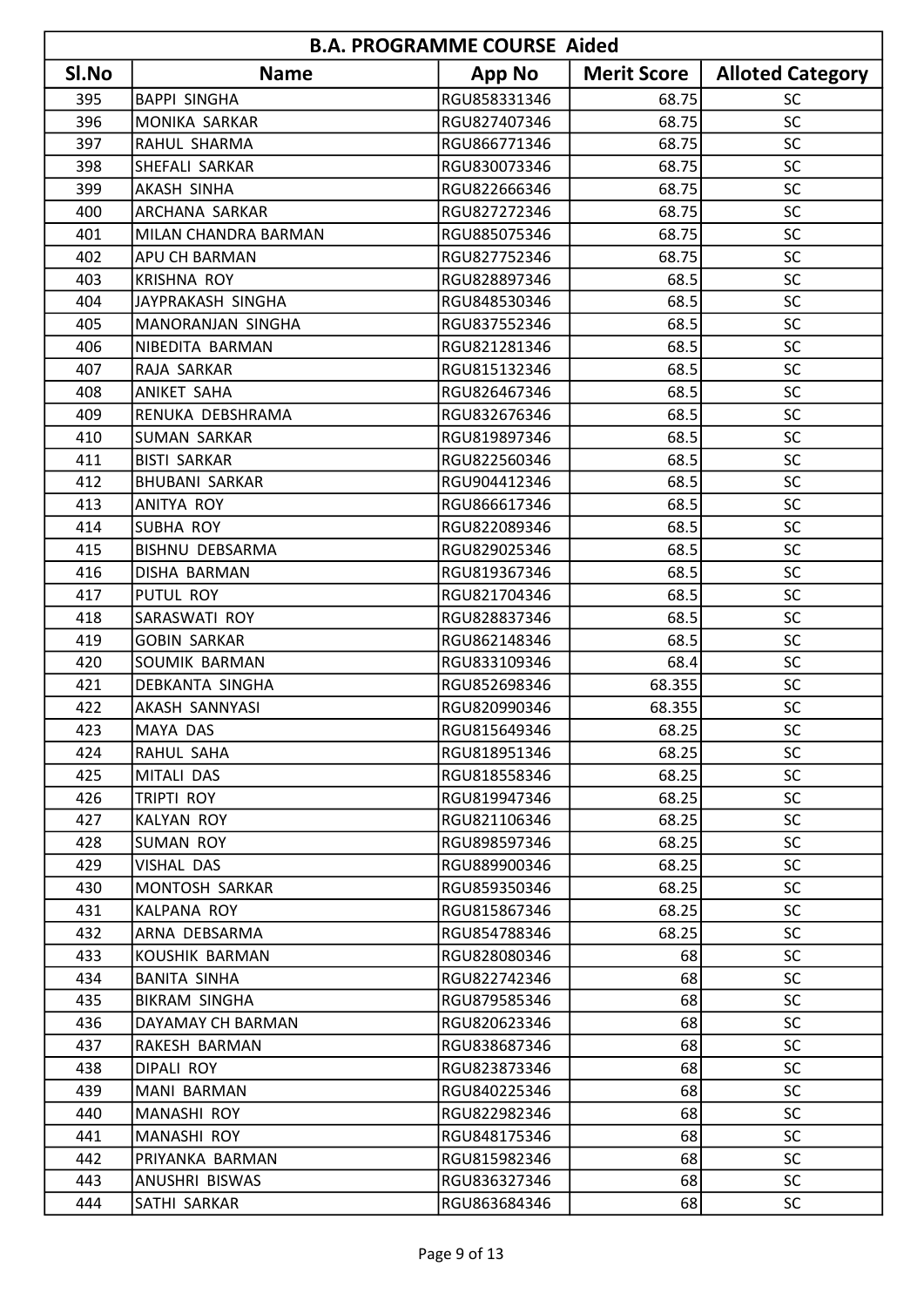| B.A. PROGRAMME COURSE Aided | | | | |
|---|---|---|---|---|
| Sl.No | Name | App No | Merit Score | Alloted Category |
| 395 | BAPPI SINGHA | RGU858331346 | 68.75 | SC |
| 396 | MONIKA SARKAR | RGU827407346 | 68.75 | SC |
| 397 | RAHUL SHARMA | RGU866771346 | 68.75 | SC |
| 398 | SHEFALI SARKAR | RGU830073346 | 68.75 | SC |
| 399 | AKASH SINHA | RGU822666346 | 68.75 | SC |
| 400 | ARCHANA SARKAR | RGU827272346 | 68.75 | SC |
| 401 | MILAN CHANDRA BARMAN | RGU885075346 | 68.75 | SC |
| 402 | APU CH BARMAN | RGU827752346 | 68.75 | SC |
| 403 | KRISHNA ROY | RGU828897346 | 68.5 | SC |
| 404 | JAYPRAKASH SINGHA | RGU848530346 | 68.5 | SC |
| 405 | MANORANJAN SINGHA | RGU837552346 | 68.5 | SC |
| 406 | NIBEDITA BARMAN | RGU821281346 | 68.5 | SC |
| 407 | RAJA SARKAR | RGU815132346 | 68.5 | SC |
| 408 | ANIKET SAHA | RGU826467346 | 68.5 | SC |
| 409 | RENUKA DEBSHRAMA | RGU832676346 | 68.5 | SC |
| 410 | SUMAN SARKAR | RGU819897346 | 68.5 | SC |
| 411 | BISTI SARKAR | RGU822560346 | 68.5 | SC |
| 412 | BHUBANI SARKAR | RGU904412346 | 68.5 | SC |
| 413 | ANITYA ROY | RGU866617346 | 68.5 | SC |
| 414 | SUBHA ROY | RGU822089346 | 68.5 | SC |
| 415 | BISHNU DEBSARMA | RGU829025346 | 68.5 | SC |
| 416 | DISHA BARMAN | RGU819367346 | 68.5 | SC |
| 417 | PUTUL ROY | RGU821704346 | 68.5 | SC |
| 418 | SARASWATI ROY | RGU828837346 | 68.5 | SC |
| 419 | GOBIN SARKAR | RGU862148346 | 68.5 | SC |
| 420 | SOUMIK BARMAN | RGU833109346 | 68.4 | SC |
| 421 | DEBKANTA SINGHA | RGU852698346 | 68.355 | SC |
| 422 | AKASH SANNYASI | RGU820990346 | 68.355 | SC |
| 423 | MAYA DAS | RGU815649346 | 68.25 | SC |
| 424 | RAHUL SAHA | RGU818951346 | 68.25 | SC |
| 425 | MITALI DAS | RGU818558346 | 68.25 | SC |
| 426 | TRIPTI ROY | RGU819947346 | 68.25 | SC |
| 427 | KALYAN ROY | RGU821106346 | 68.25 | SC |
| 428 | SUMAN ROY | RGU898597346 | 68.25 | SC |
| 429 | VISHAL DAS | RGU889900346 | 68.25 | SC |
| 430 | MONTOSH SARKAR | RGU859350346 | 68.25 | SC |
| 431 | KALPANA ROY | RGU815867346 | 68.25 | SC |
| 432 | ARNA DEBSARMA | RGU854788346 | 68.25 | SC |
| 433 | KOUSHIK BARMAN | RGU828080346 | 68 | SC |
| 434 | BANITA SINHA | RGU822742346 | 68 | SC |
| 435 | BIKRAM SINGHA | RGU879585346 | 68 | SC |
| 436 | DAYAMAY CH BARMAN | RGU820623346 | 68 | SC |
| 437 | RAKESH BARMAN | RGU838687346 | 68 | SC |
| 438 | DIPALI ROY | RGU823873346 | 68 | SC |
| 439 | MANI BARMAN | RGU840225346 | 68 | SC |
| 440 | MANASHI ROY | RGU822982346 | 68 | SC |
| 441 | MANASHI ROY | RGU848175346 | 68 | SC |
| 442 | PRIYANKA BARMAN | RGU815982346 | 68 | SC |
| 443 | ANUSHRI BISWAS | RGU836327346 | 68 | SC |
| 444 | SATHI SARKAR | RGU863684346 | 68 | SC |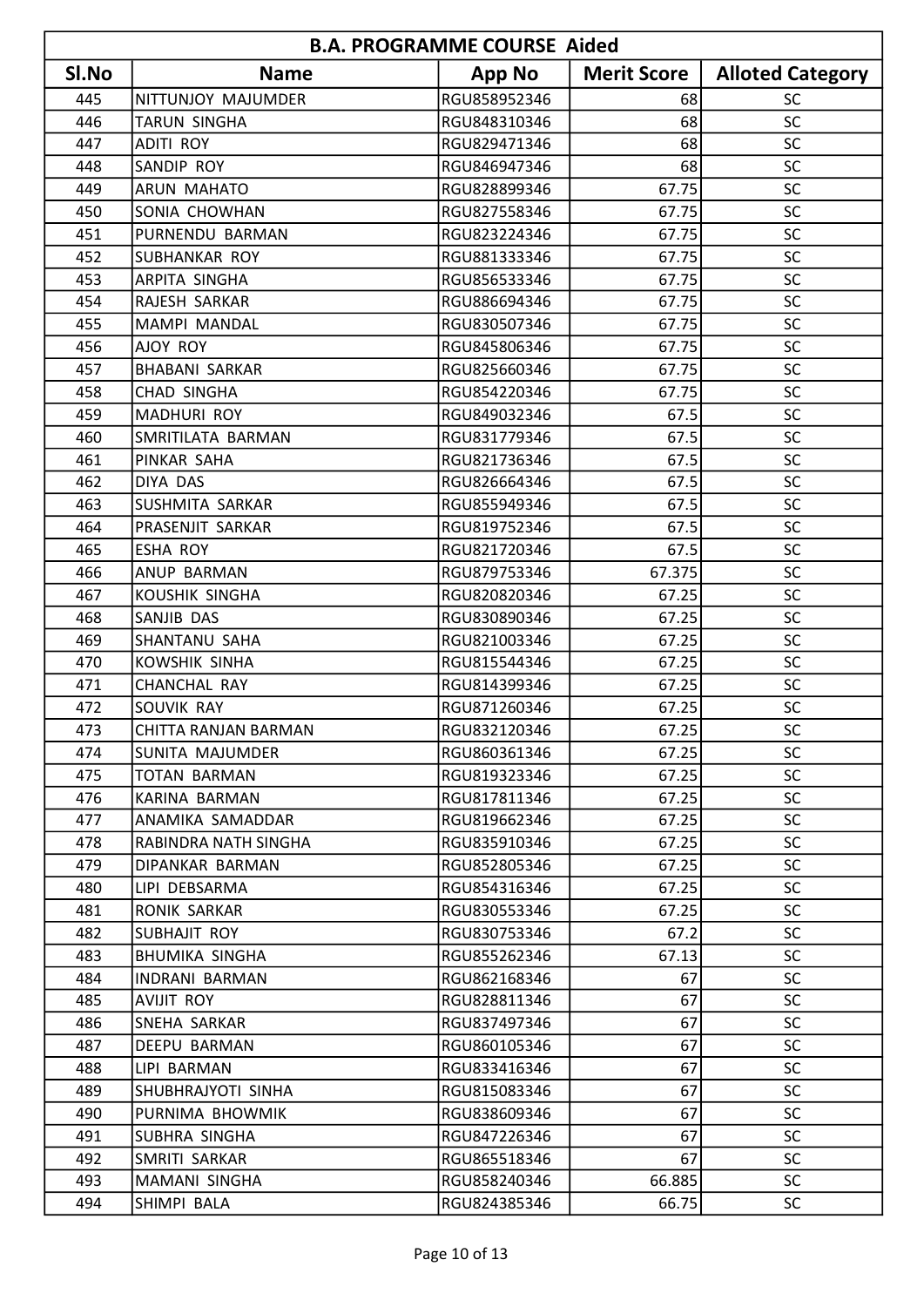| B.A. PROGRAMME COURSE Aided | | | | |
|---|---|---|---|---|
| Sl.No | Name | App No | Merit Score | Alloted Category |
| 445 | NITTUNJOY MAJUMDER | RGU858952346 | 68 | SC |
| 446 | TARUN SINGHA | RGU848310346 | 68 | SC |
| 447 | ADITI ROY | RGU829471346 | 68 | SC |
| 448 | SANDIP ROY | RGU846947346 | 68 | SC |
| 449 | ARUN MAHATO | RGU828899346 | 67.75 | SC |
| 450 | SONIA CHOWHAN | RGU827558346 | 67.75 | SC |
| 451 | PURNENDU BARMAN | RGU823224346 | 67.75 | SC |
| 452 | SUBHANKAR ROY | RGU881333346 | 67.75 | SC |
| 453 | ARPITA SINGHA | RGU856533346 | 67.75 | SC |
| 454 | RAJESH SARKAR | RGU886694346 | 67.75 | SC |
| 455 | MAMPI MANDAL | RGU830507346 | 67.75 | SC |
| 456 | AJOY ROY | RGU845806346 | 67.75 | SC |
| 457 | BHABANI SARKAR | RGU825660346 | 67.75 | SC |
| 458 | CHAD SINGHA | RGU854220346 | 67.75 | SC |
| 459 | MADHURI ROY | RGU849032346 | 67.5 | SC |
| 460 | SMRITILATA BARMAN | RGU831779346 | 67.5 | SC |
| 461 | PINKAR SAHA | RGU821736346 | 67.5 | SC |
| 462 | DIYA DAS | RGU826664346 | 67.5 | SC |
| 463 | SUSHMITA SARKAR | RGU855949346 | 67.5 | SC |
| 464 | PRASENJIT SARKAR | RGU819752346 | 67.5 | SC |
| 465 | ESHA ROY | RGU821720346 | 67.5 | SC |
| 466 | ANUP BARMAN | RGU879753346 | 67.375 | SC |
| 467 | KOUSHIK SINGHA | RGU820820346 | 67.25 | SC |
| 468 | SANJIB DAS | RGU830890346 | 67.25 | SC |
| 469 | SHANTANU SAHA | RGU821003346 | 67.25 | SC |
| 470 | KOWSHIK SINHA | RGU815544346 | 67.25 | SC |
| 471 | CHANCHAL RAY | RGU814399346 | 67.25 | SC |
| 472 | SOUVIK RAY | RGU871260346 | 67.25 | SC |
| 473 | CHITTA RANJAN BARMAN | RGU832120346 | 67.25 | SC |
| 474 | SUNITA MAJUMDER | RGU860361346 | 67.25 | SC |
| 475 | TOTAN BARMAN | RGU819323346 | 67.25 | SC |
| 476 | KARINA BARMAN | RGU817811346 | 67.25 | SC |
| 477 | ANAMIKA SAMADDAR | RGU819662346 | 67.25 | SC |
| 478 | RABINDRA NATH SINGHA | RGU835910346 | 67.25 | SC |
| 479 | DIPANKAR BARMAN | RGU852805346 | 67.25 | SC |
| 480 | LIPI DEBSARMA | RGU854316346 | 67.25 | SC |
| 481 | RONIK SARKAR | RGU830553346 | 67.25 | SC |
| 482 | SUBHAJIT ROY | RGU830753346 | 67.2 | SC |
| 483 | BHUMIKA SINGHA | RGU855262346 | 67.13 | SC |
| 484 | INDRANI BARMAN | RGU862168346 | 67 | SC |
| 485 | AVIJIT ROY | RGU828811346 | 67 | SC |
| 486 | SNEHA SARKAR | RGU837497346 | 67 | SC |
| 487 | DEEPU BARMAN | RGU860105346 | 67 | SC |
| 488 | LIPI BARMAN | RGU833416346 | 67 | SC |
| 489 | SHUBHRAJYOTI SINHA | RGU815083346 | 67 | SC |
| 490 | PURNIMA BHOWMIK | RGU838609346 | 67 | SC |
| 491 | SUBHRA SINGHA | RGU847226346 | 67 | SC |
| 492 | SMRITI SARKAR | RGU865518346 | 67 | SC |
| 493 | MAMANI SINGHA | RGU858240346 | 66.885 | SC |
| 494 | SHIMPI BALA | RGU824385346 | 66.75 | SC |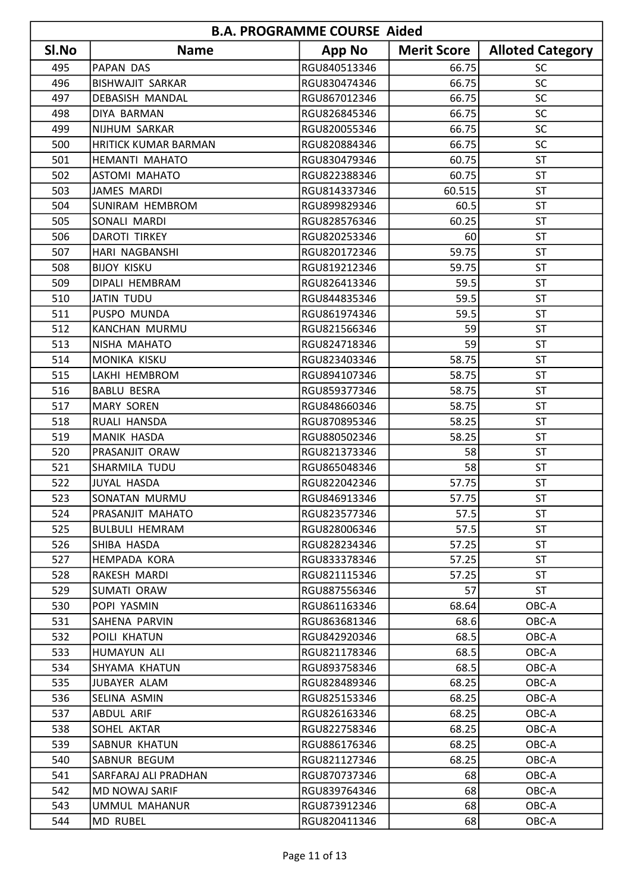| B.A. PROGRAMME COURSE Aided | | | | |
|---|---|---|---|---|
| Sl.No | Name | App No | Merit Score | Alloted Category |
| 495 | PAPAN DAS | RGU840513346 | 66.75 | SC |
| 496 | BISHWAJIT SARKAR | RGU830474346 | 66.75 | SC |
| 497 | DEBASISH MANDAL | RGU867012346 | 66.75 | SC |
| 498 | DIYA BARMAN | RGU826845346 | 66.75 | SC |
| 499 | NIJHUM SARKAR | RGU820055346 | 66.75 | SC |
| 500 | HRITICK KUMAR BARMAN | RGU820884346 | 66.75 | SC |
| 501 | HEMANTI MAHATO | RGU830479346 | 60.75 | ST |
| 502 | ASTOMI MAHATO | RGU822388346 | 60.75 | ST |
| 503 | JAMES MARDI | RGU814337346 | 60.515 | ST |
| 504 | SUNIRAM HEMBROM | RGU899829346 | 60.5 | ST |
| 505 | SONALI MARDI | RGU828576346 | 60.25 | ST |
| 506 | DAROTI TIRKEY | RGU820253346 | 60 | ST |
| 507 | HARI NAGBANSHI | RGU820172346 | 59.75 | ST |
| 508 | BIJOY KISKU | RGU819212346 | 59.75 | ST |
| 509 | DIPALI HEMBRAM | RGU826413346 | 59.5 | ST |
| 510 | JATIN TUDU | RGU844835346 | 59.5 | ST |
| 511 | PUSPO MUNDA | RGU861974346 | 59.5 | ST |
| 512 | KANCHAN MURMU | RGU821566346 | 59 | ST |
| 513 | NISHA MAHATO | RGU824718346 | 59 | ST |
| 514 | MONIKA KISKU | RGU823403346 | 58.75 | ST |
| 515 | LAKHI HEMBROM | RGU894107346 | 58.75 | ST |
| 516 | BABLU BESRA | RGU859377346 | 58.75 | ST |
| 517 | MARY SOREN | RGU848660346 | 58.75 | ST |
| 518 | RUALI HANSDA | RGU870895346 | 58.25 | ST |
| 519 | MANIK HASDA | RGU880502346 | 58.25 | ST |
| 520 | PRASANJIT ORAW | RGU821373346 | 58 | ST |
| 521 | SHARMILA TUDU | RGU865048346 | 58 | ST |
| 522 | JUYAL HASDA | RGU822042346 | 57.75 | ST |
| 523 | SONATAN MURMU | RGU846913346 | 57.75 | ST |
| 524 | PRASANJIT MAHATO | RGU823577346 | 57.5 | ST |
| 525 | BULBULI HEMRAM | RGU828006346 | 57.5 | ST |
| 526 | SHIBA HASDA | RGU828234346 | 57.25 | ST |
| 527 | HEMPADA KORA | RGU833378346 | 57.25 | ST |
| 528 | RAKESH MARDI | RGU821115346 | 57.25 | ST |
| 529 | SUMATI ORAW | RGU887556346 | 57 | ST |
| 530 | POPI YASMIN | RGU861163346 | 68.64 | OBC-A |
| 531 | SAHENA PARVIN | RGU863681346 | 68.6 | OBC-A |
| 532 | POILI KHATUN | RGU842920346 | 68.5 | OBC-A |
| 533 | HUMAYUN ALI | RGU821178346 | 68.5 | OBC-A |
| 534 | SHYAMA KHATUN | RGU893758346 | 68.5 | OBC-A |
| 535 | JUBAYER ALAM | RGU828489346 | 68.25 | OBC-A |
| 536 | SELINA ASMIN | RGU825153346 | 68.25 | OBC-A |
| 537 | ABDUL ARIF | RGU826163346 | 68.25 | OBC-A |
| 538 | SOHEL AKTAR | RGU822758346 | 68.25 | OBC-A |
| 539 | SABNUR KHATUN | RGU886176346 | 68.25 | OBC-A |
| 540 | SABNUR BEGUM | RGU821127346 | 68.25 | OBC-A |
| 541 | SARFARAJ ALI PRADHAN | RGU870737346 | 68 | OBC-A |
| 542 | MD NOWAJ SARIF | RGU839764346 | 68 | OBC-A |
| 543 | UMMUL MAHANUR | RGU873912346 | 68 | OBC-A |
| 544 | MD RUBEL | RGU820411346 | 68 | OBC-A |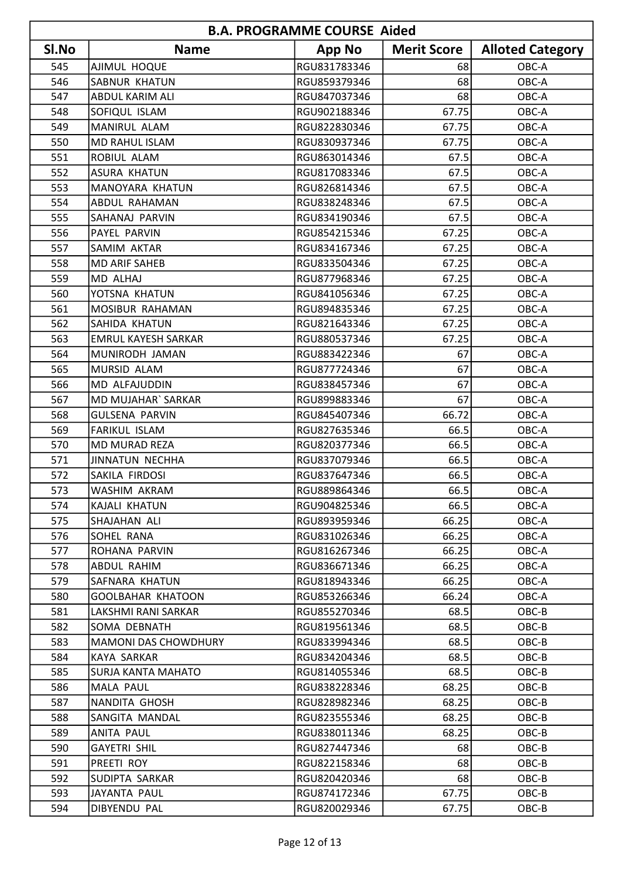| B.A. PROGRAMME COURSE Aided | | | | |
|---|---|---|---|---|
| Sl.No | Name | App No | Merit Score | Alloted Category |
| 545 | AJIMUL HOQUE | RGU831783346 | 68 | OBC-A |
| 546 | SABNUR KHATUN | RGU859379346 | 68 | OBC-A |
| 547 | ABDUL KARIM ALI | RGU847037346 | 68 | OBC-A |
| 548 | SOFIQUL ISLAM | RGU902188346 | 67.75 | OBC-A |
| 549 | MANIRUL ALAM | RGU822830346 | 67.75 | OBC-A |
| 550 | MD RAHUL ISLAM | RGU830937346 | 67.75 | OBC-A |
| 551 | ROBIUL ALAM | RGU863014346 | 67.5 | OBC-A |
| 552 | ASURA KHATUN | RGU817083346 | 67.5 | OBC-A |
| 553 | MANOYARA KHATUN | RGU826814346 | 67.5 | OBC-A |
| 554 | ABDUL RAHAMAN | RGU838248346 | 67.5 | OBC-A |
| 555 | SAHANAJ PARVIN | RGU834190346 | 67.5 | OBC-A |
| 556 | PAYEL PARVIN | RGU854215346 | 67.25 | OBC-A |
| 557 | SAMIM AKTAR | RGU834167346 | 67.25 | OBC-A |
| 558 | MD ARIF SAHEB | RGU833504346 | 67.25 | OBC-A |
| 559 | MD ALHAJ | RGU877968346 | 67.25 | OBC-A |
| 560 | YOTSNA KHATUN | RGU841056346 | 67.25 | OBC-A |
| 561 | MOSIBUR RAHAMAN | RGU894835346 | 67.25 | OBC-A |
| 562 | SAHIDA KHATUN | RGU821643346 | 67.25 | OBC-A |
| 563 | EMRUL KAYESH SARKAR | RGU880537346 | 67.25 | OBC-A |
| 564 | MUNIRODH JAMAN | RGU883422346 | 67 | OBC-A |
| 565 | MURSID ALAM | RGU877724346 | 67 | OBC-A |
| 566 | MD ALFAJUDDIN | RGU838457346 | 67 | OBC-A |
| 567 | MD MUJAHAR` SARKAR | RGU899883346 | 67 | OBC-A |
| 568 | GULSENA PARVIN | RGU845407346 | 66.72 | OBC-A |
| 569 | FARIKUL ISLAM | RGU827635346 | 66.5 | OBC-A |
| 570 | MD MURAD REZA | RGU820377346 | 66.5 | OBC-A |
| 571 | JINNATUN NECHHA | RGU837079346 | 66.5 | OBC-A |
| 572 | SAKILA FIRDOSI | RGU837647346 | 66.5 | OBC-A |
| 573 | WASHIM AKRAM | RGU889864346 | 66.5 | OBC-A |
| 574 | KAJALI KHATUN | RGU904825346 | 66.5 | OBC-A |
| 575 | SHAJAHAN ALI | RGU893959346 | 66.25 | OBC-A |
| 576 | SOHEL RANA | RGU831026346 | 66.25 | OBC-A |
| 577 | ROHANA PARVIN | RGU816267346 | 66.25 | OBC-A |
| 578 | ABDUL RAHIM | RGU836671346 | 66.25 | OBC-A |
| 579 | SAFNARA KHATUN | RGU818943346 | 66.25 | OBC-A |
| 580 | GOOLBAHAR KHATOON | RGU853266346 | 66.24 | OBC-A |
| 581 | LAKSHMI RANI SARKAR | RGU855270346 | 68.5 | OBC-B |
| 582 | SOMA DEBNATH | RGU819561346 | 68.5 | OBC-B |
| 583 | MAMONI DAS CHOWDHURY | RGU833994346 | 68.5 | OBC-B |
| 584 | KAYA SARKAR | RGU834204346 | 68.5 | OBC-B |
| 585 | SURJA KANTA MAHATO | RGU814055346 | 68.5 | OBC-B |
| 586 | MALA PAUL | RGU838228346 | 68.25 | OBC-B |
| 587 | NANDITA GHOSH | RGU828982346 | 68.25 | OBC-B |
| 588 | SANGITA MANDAL | RGU823555346 | 68.25 | OBC-B |
| 589 | ANITA PAUL | RGU838011346 | 68.25 | OBC-B |
| 590 | GAYETRI SHIL | RGU827447346 | 68 | OBC-B |
| 591 | PREETI ROY | RGU822158346 | 68 | OBC-B |
| 592 | SUDIPTA SARKAR | RGU820420346 | 68 | OBC-B |
| 593 | JAYANTA PAUL | RGU874172346 | 67.75 | OBC-B |
| 594 | DIBYENDU PAL | RGU820029346 | 67.75 | OBC-B |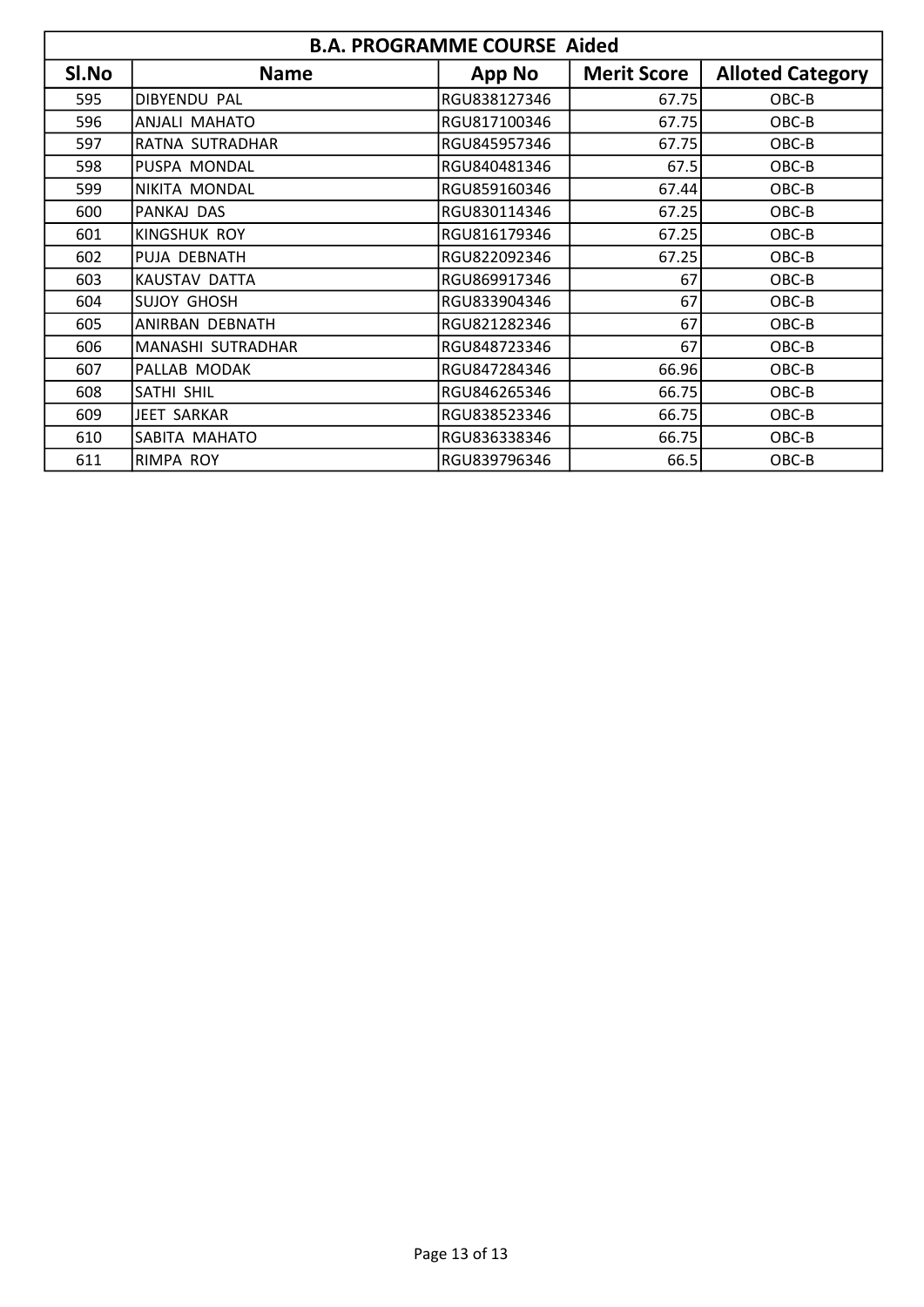| B.A. PROGRAMME COURSE Aided | | | | |
|---|---|---|---|---|
| Sl.No | Name | App No | Merit Score | Alloted Category |
| 595 | DIBYENDU PAL | RGU838127346 | 67.75 | OBC-B |
| 596 | ANJALI MAHATO | RGU817100346 | 67.75 | OBC-B |
| 597 | RATNA SUTRADHAR | RGU845957346 | 67.75 | OBC-B |
| 598 | PUSPA MONDAL | RGU840481346 | 67.5 | OBC-B |
| 599 | NIKITA MONDAL | RGU859160346 | 67.44 | OBC-B |
| 600 | PANKAJ DAS | RGU830114346 | 67.25 | OBC-B |
| 601 | KINGSHUK ROY | RGU816179346 | 67.25 | OBC-B |
| 602 | PUJA DEBNATH | RGU822092346 | 67.25 | OBC-B |
| 603 | KAUSTAV DATTA | RGU869917346 | 67 | OBC-B |
| 604 | SUJOY GHOSH | RGU833904346 | 67 | OBC-B |
| 605 | ANIRBAN DEBNATH | RGU821282346 | 67 | OBC-B |
| 606 | MANASHI SUTRADHAR | RGU848723346 | 67 | OBC-B |
| 607 | PALLAB MODAK | RGU847284346 | 66.96 | OBC-B |
| 608 | SATHI SHIL | RGU846265346 | 66.75 | OBC-B |
| 609 | JEET SARKAR | RGU838523346 | 66.75 | OBC-B |
| 610 | SABITA MAHATO | RGU836338346 | 66.75 | OBC-B |
| 611 | RIMPA ROY | RGU839796346 | 66.5 | OBC-B |